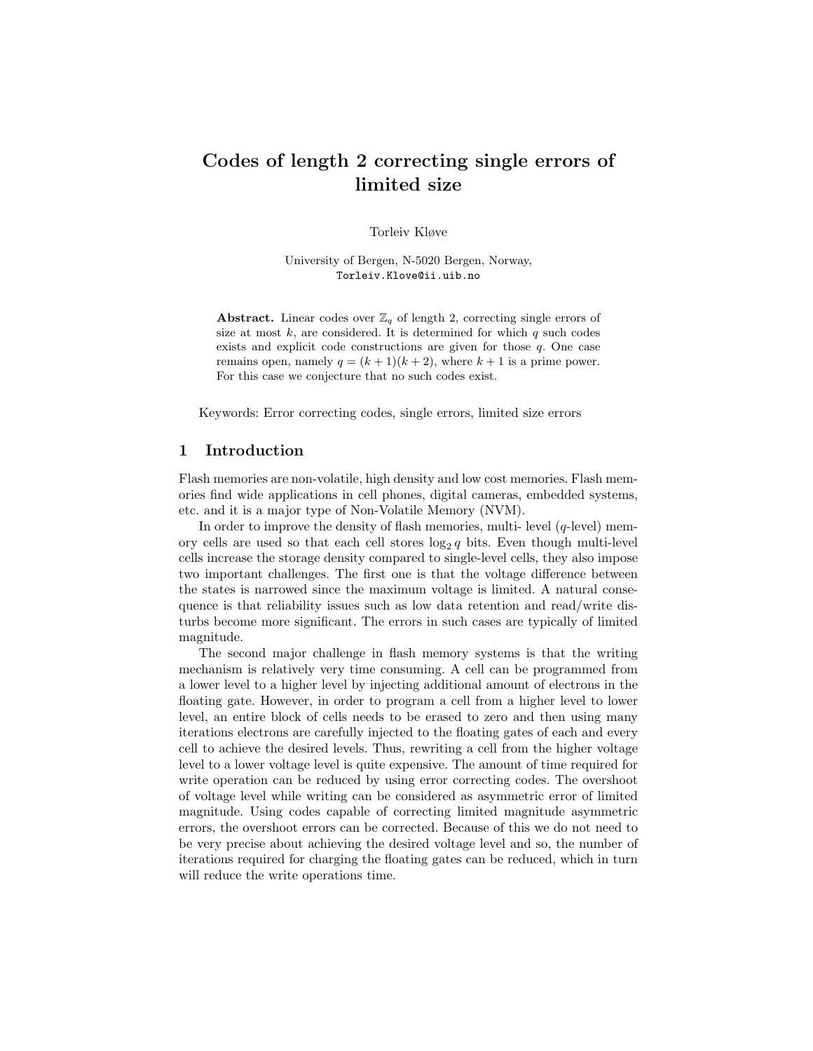# Codes of length 2 correcting single errors of limited size

Torleiv Kløve

University of Bergen, N-5020 Bergen, Norway,
Torleiv.Klove@ii.uib.no

**Abstract.** Linear codes over $\mathbb{Z}_q$ of length 2, correcting single errors of size at most $k$, are considered. It is determined for which $q$ such codes exists and explicit code constructions are given for those $q$. One case remains open, namely $q = (k+1)(k+2)$, where $k+1$ is a prime power. For this case we conjecture that no such codes exist.

Keywords: Error correcting codes, single errors, limited size errors

## 1 Introduction

Flash memories are non-volatile, high density and low cost memories. Flash memories find wide applications in cell phones, digital cameras, embedded systems, etc. and it is a major type of Non-Volatile Memory (NVM).

In order to improve the density of flash memories, multi- level ($q$-level) memory cells are used so that each cell stores $\log_2 q$ bits. Even though multi-level cells increase the storage density compared to single-level cells, they also impose two important challenges. The first one is that the voltage difference between the states is narrowed since the maximum voltage is limited. A natural consequence is that reliability issues such as low data retention and read/write disturbs become more significant. The errors in such cases are typically of limited magnitude.

The second major challenge in flash memory systems is that the writing mechanism is relatively very time consuming. A cell can be programmed from a lower level to a higher level by injecting additional amount of electrons in the floating gate. However, in order to program a cell from a higher level to lower level, an entire block of cells needs to be erased to zero and then using many iterations electrons are carefully injected to the floating gates of each and every cell to achieve the desired levels. Thus, rewriting a cell from the higher voltage level to a lower voltage level is quite expensive. The amount of time required for write operation can be reduced by using error correcting codes. The overshoot of voltage level while writing can be considered as asymmetric error of limited magnitude. Using codes capable of correcting limited magnitude asymmetric errors, the overshoot errors can be corrected. Because of this we do not need to be very precise about achieving the desired voltage level and so, the number of iterations required for charging the floating gates can be reduced, which in turn will reduce the write operations time.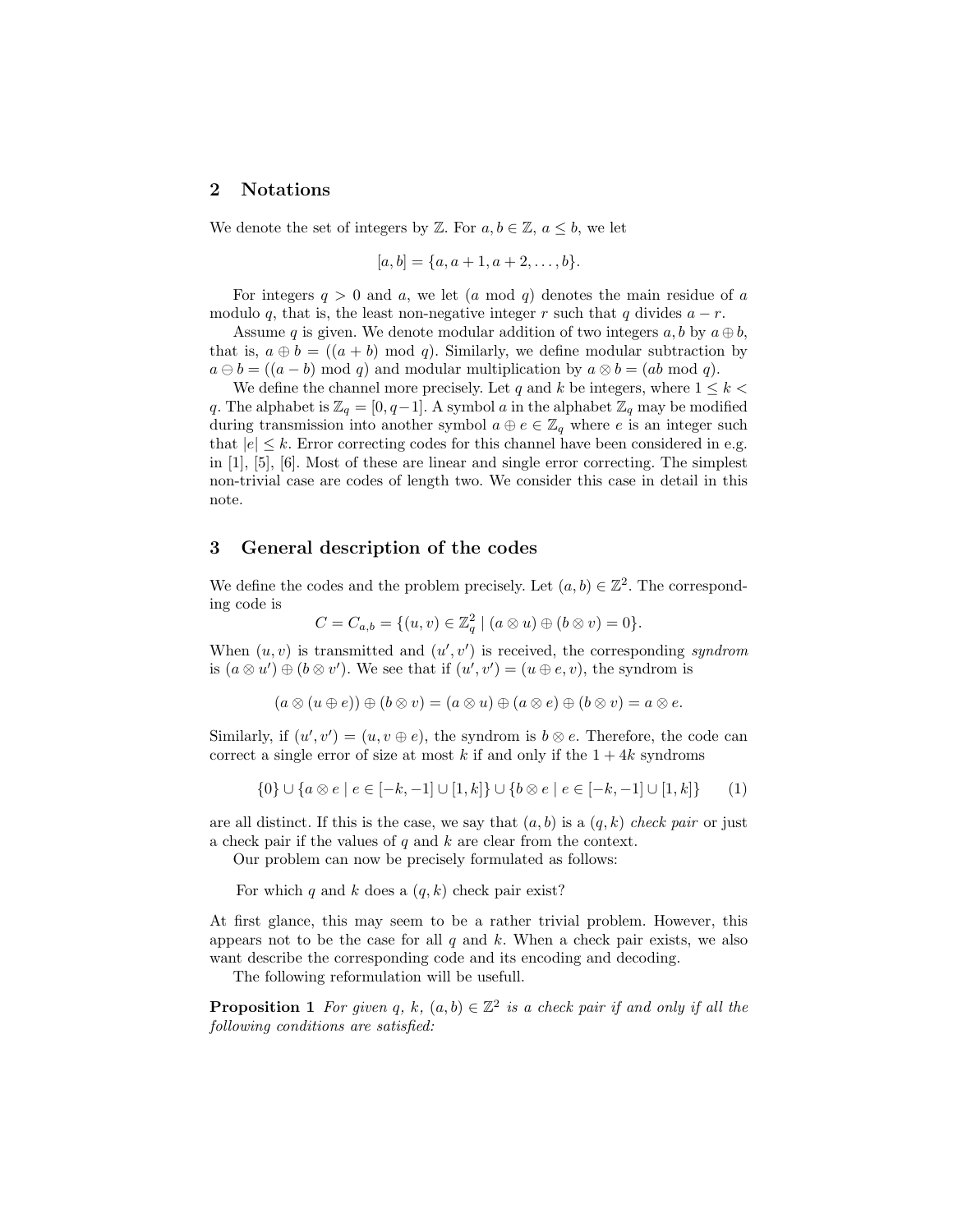## 2 Notations

We denote the set of integers by $\mathbb{Z}$. For $a, b \in \mathbb{Z}$, $a \leq b$, we let

$$[a, b] = \{a, a+1, a+2, \ldots, b\}.$$

For integers $q > 0$ and $a$, we let $(a \bmod q)$ denotes the main residue of $a$ modulo $q$, that is, the least non-negative integer $r$ such that $q$ divides $a - r$.

Assume $q$ is given. We denote modular addition of two integers $a, b$ by $a \oplus b$, that is, $a \oplus b = ((a + b) \bmod q)$. Similarly, we define modular subtraction by $a \ominus b = ((a - b) \bmod q)$ and modular multiplication by $a \otimes b = (ab \bmod q)$.

We define the channel more precisely. Let $q$ and $k$ be integers, where $1 \leq k < q$. The alphabet is $\mathbb{Z}_q = [0, q-1]$. A symbol $a$ in the alphabet $\mathbb{Z}_q$ may be modified during transmission into another symbol $a \oplus e \in \mathbb{Z}_q$ where $e$ is an integer such that $|e| \leq k$. Error correcting codes for this channel have been considered in e.g. in [1], [5], [6]. Most of these are linear and single error correcting. The simplest non-trivial case are codes of length two. We consider this case in detail in this note.

## 3 General description of the codes

We define the codes and the problem precisely. Let $(a, b) \in \mathbb{Z}^2$. The corresponding code is

$$C = C_{a,b} = \{(u, v) \in \mathbb{Z}_q^2 \mid (a \otimes u) \oplus (b \otimes v) = 0\}.$$

When $(u, v)$ is transmitted and $(u', v')$ is received, the corresponding *syndrom* is $(a \otimes u') \oplus (b \otimes v')$. We see that if $(u', v') = (u \oplus e, v)$, the syndrom is

$$(a \otimes (u \oplus e)) \oplus (b \otimes v) = (a \otimes u) \oplus (a \otimes e) \oplus (b \otimes v) = a \otimes e.$$

Similarly, if $(u', v') = (u, v \oplus e)$, the syndrom is $b \otimes e$. Therefore, the code can correct a single error of size at most $k$ if and only if the $1 + 4k$ syndroms

$$\{0\} \cup \{a \otimes e \mid e \in [-k, -1] \cup [1, k]\} \cup \{b \otimes e \mid e \in [-k, -1] \cup [1, k]\} \qquad (1)$$

are all distinct. If this is the case, we say that $(a, b)$ is a $(q, k)$ *check pair* or just a check pair if the values of $q$ and $k$ are clear from the context.

Our problem can now be precisely formulated as follows:

For which $q$ and $k$ does a $(q, k)$ check pair exist?

At first glance, this may seem to be a rather trivial problem. However, this appears not to be the case for all $q$ and $k$. When a check pair exists, we also want describe the corresponding code and its encoding and decoding.

The following reformulation will be usefull.

**Proposition 1** *For given $q$, $k$, $(a, b) \in \mathbb{Z}^2$ is a check pair if and only if all the following conditions are satisfied:*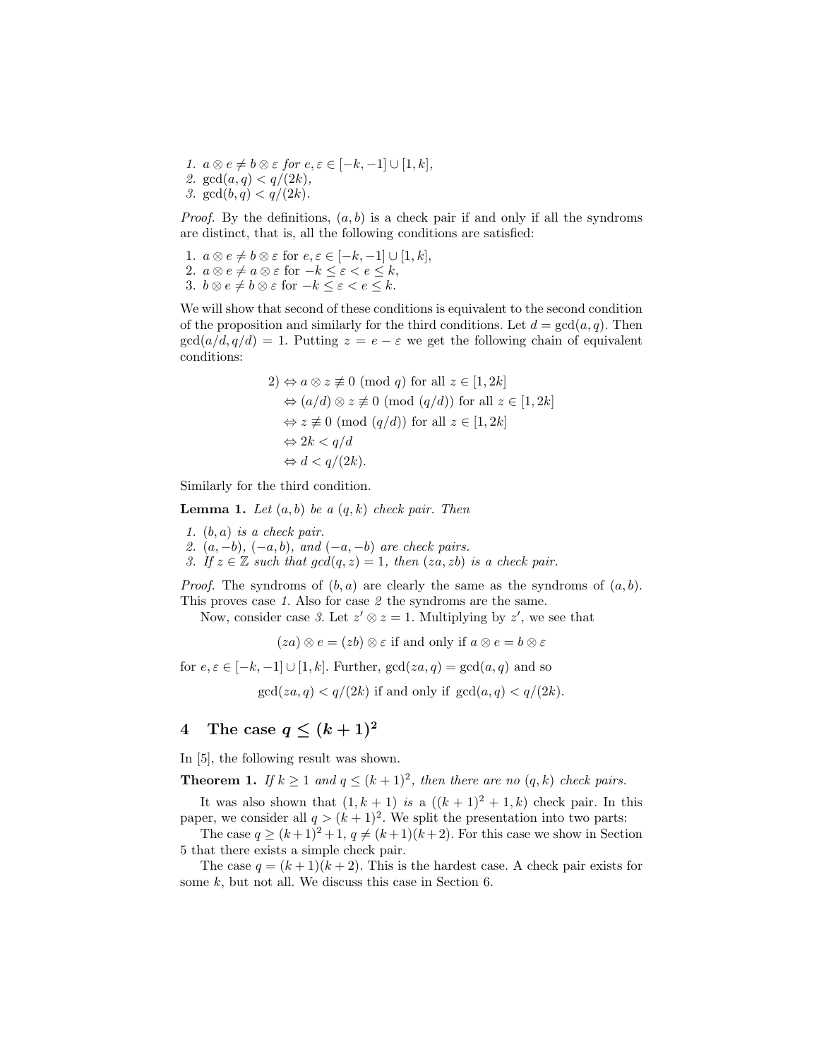1. $a \otimes e \neq b \otimes \varepsilon$ *for* $e, \varepsilon \in [-k, -1] \cup [1, k]$,
2. $\gcd(a, q) < q/(2k)$,
3. $\gcd(b, q) < q/(2k)$.

*Proof.* By the definitions, $(a, b)$ is a check pair if and only if all the syndroms are distinct, that is, all the following conditions are satisfied:

1. $a \otimes e \neq b \otimes \varepsilon$ for $e, \varepsilon \in [-k, -1] \cup [1, k]$,
2. $a \otimes e \neq a \otimes \varepsilon$ for $-k \leq \varepsilon < e \leq k$,
3. $b \otimes e \neq b \otimes \varepsilon$ for $-k \leq \varepsilon < e \leq k$.

We will show that second of these conditions is equivalent to the second condition of the proposition and similarly for the third conditions. Let $d = \gcd(a, q)$. Then $\gcd(a/d, q/d) = 1$. Putting $z = e - \varepsilon$ we get the following chain of equivalent conditions:

$$
\begin{aligned}
2) &\Leftrightarrow a \otimes z \not\equiv 0 \pmod{q} \text{ for all } z \in [1, 2k] \\
&\Leftrightarrow (a/d) \otimes z \not\equiv 0 \pmod{(q/d)} \text{ for all } z \in [1, 2k] \\
&\Leftrightarrow z \not\equiv 0 \pmod{(q/d)} \text{ for all } z \in [1, 2k] \\
&\Leftrightarrow 2k < q/d \\
&\Leftrightarrow d < q/(2k).
\end{aligned}
$$

Similarly for the third condition.

**Lemma 1.** *Let $(a, b)$ be a $(q, k)$ check pair. Then*

1. *$(b, a)$ is a check pair.*
2. *$(a, -b)$, $(-a, b)$, and $(-a, -b)$ are check pairs.*
3. *If $z \in \mathbb{Z}$ such that $\gcd(q, z) = 1$, then $(za, zb)$ is a check pair.*

*Proof.* The syndroms of $(b, a)$ are clearly the same as the syndroms of $(a, b)$. This proves case *1.* Also for case *2* the syndroms are the same.

Now, consider case *3.* Let $z' \otimes z = 1$. Multiplying by $z'$, we see that

$$(za) \otimes e = (zb) \otimes \varepsilon \text{ if and only if } a \otimes e = b \otimes \varepsilon$$

for $e, \varepsilon \in [-k, -1] \cup [1, k]$. Further, $\gcd(za, q) = \gcd(a, q)$ and so

$$\gcd(za, q) < q/(2k) \text{ if and only if } \gcd(a, q) < q/(2k).$$

## 4 The case $q \leq (k+1)^2$

In [5], the following result was shown.

**Theorem 1.** *If $k \geq 1$ and $q \leq (k+1)^2$, then there are no $(q, k)$ check pairs.*

It was also shown that $(1, k+1)$ *is* a $((k+1)^2 + 1, k)$ check pair. In this paper, we consider all $q > (k+1)^2$. We split the presentation into two parts:

The case $q \geq (k+1)^2 + 1$, $q \neq (k+1)(k+2)$. For this case we show in Section 5 that there exists a simple check pair.

The case $q = (k+1)(k+2)$. This is the hardest case. A check pair exists for some $k$, but not all. We discuss this case in Section 6.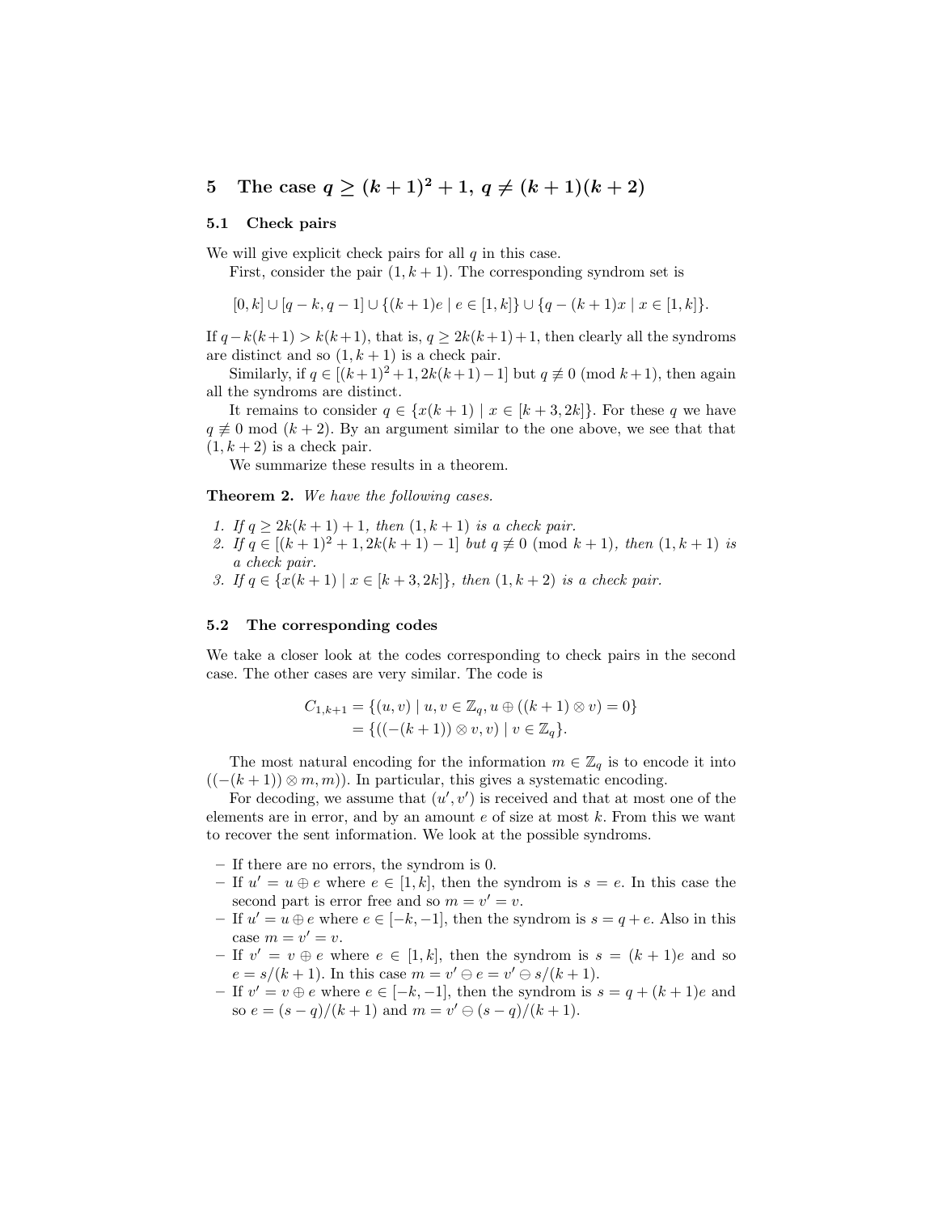## 5 The case $q \geq (k+1)^2 + 1$, $q \neq (k+1)(k+2)$

### 5.1 Check pairs

We will give explicit check pairs for all $q$ in this case.

First, consider the pair $(1, k+1)$. The corresponding syndrom set is

$$[0, k] \cup [q-k, q-1] \cup \{(k+1)e \mid e \in [1, k]\} \cup \{q - (k+1)x \mid x \in [1, k]\}.$$

If $q - k(k+1) > k(k+1)$, that is, $q \geq 2k(k+1)+1$, then clearly all the syndroms are distinct and so $(1, k+1)$ is a check pair.

Similarly, if $q \in [(k+1)^2+1, 2k(k+1)-1]$ but $q \not\equiv 0 \pmod{k+1}$, then again all the syndroms are distinct.

It remains to consider $q \in \{x(k+1) \mid x \in [k+3, 2k]\}$. For these $q$ we have $q \not\equiv 0 \bmod (k+2)$. By an argument similar to the one above, we see that that $(1, k+2)$ is a check pair.

We summarize these results in a theorem.

**Theorem 2.** *We have the following cases.*

1. *If $q \geq 2k(k+1)+1$, then $(1, k+1)$ is a check pair.*
2. *If $q \in [(k+1)^2+1, 2k(k+1)-1]$ but $q \not\equiv 0 \pmod{k+1}$, then $(1, k+1)$ is a check pair.*
3. *If $q \in \{x(k+1) \mid x \in [k+3, 2k]\}$, then $(1, k+2)$ is a check pair.*

### 5.2 The corresponding codes

We take a closer look at the codes corresponding to check pairs in the second case. The other cases are very similar. The code is

$$\begin{aligned} C_{1,k+1} &= \{(u, v) \mid u, v \in \mathbb{Z}_q, u \oplus ((k+1) \otimes v) = 0\} \\ &= \{((-(k+1)) \otimes v, v) \mid v \in \mathbb{Z}_q\}. \end{aligned}$$

The most natural encoding for the information $m \in \mathbb{Z}_q$ is to encode it into $((-(k+1)) \otimes m, m))$. In particular, this gives a systematic encoding.

For decoding, we assume that $(u', v')$ is received and that at most one of the elements are in error, and by an amount $e$ of size at most $k$. From this we want to recover the sent information. We look at the possible syndroms.

- If there are no errors, the syndrom is 0.
- If $u' = u \oplus e$ where $e \in [1, k]$, then the syndrom is $s = e$. In this case the second part is error free and so $m = v' = v$.
- If $u' = u \oplus e$ where $e \in [-k, -1]$, then the syndrom is $s = q + e$. Also in this case $m = v' = v$.
- If $v' = v \oplus e$ where $e \in [1, k]$, then the syndrom is $s = (k+1)e$ and so $e = s/(k+1)$. In this case $m = v' \ominus e = v' \ominus s/(k+1)$.
- If $v' = v \oplus e$ where $e \in [-k, -1]$, then the syndrom is $s = q + (k+1)e$ and so $e = (s-q)/(k+1)$ and $m = v' \ominus (s-q)/(k+1)$.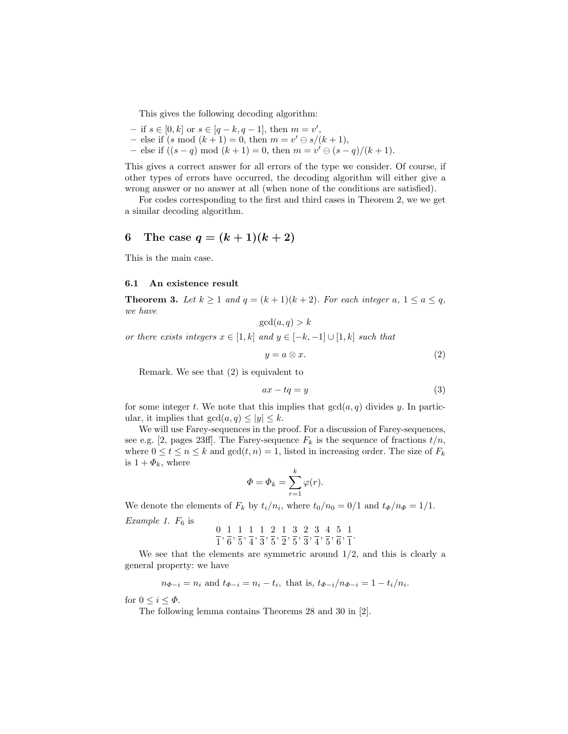This gives the following decoding algorithm:

- if $s \in [0, k]$ or $s \in [q-k, q-1]$, then $m = v'$,
- else if ($s \bmod (k+1)) = 0$, then $m = v' \ominus s/(k+1)$,
- else if $((s-q) \bmod (k+1)) = 0$, then $m = v' \ominus (s-q)/(k+1)$.

This gives a correct answer for all errors of the type we consider. Of course, if other types of errors have occurred, the decoding algorithm will either give a wrong answer or no answer at all (when none of the conditions are satisfied).

For codes corresponding to the first and third cases in Theorem 2, we we get a similar decoding algorithm.

## 6 The case $q = (k+1)(k+2)$

This is the main case.

### 6.1 An existence result

**Theorem 3.** *Let $k \geq 1$ and $q = (k+1)(k+2)$. For each integer $a$, $1 \leq a \leq q$, we have*

$$\gcd(a, q) > k$$

*or there exists integers $x \in [1, k]$ and $y \in [-k, -1] \cup [1, k]$ such that*

$$y = a \otimes x. \tag{2}$$

Remark. We see that (2) is equivalent to

$$ax - tq = y \tag{3}$$

for some integer $t$. We note that this implies that $\gcd(a, q)$ divides $y$. In particular, it implies that $\gcd(a, q) \leq |y| \leq k$.

We will use Farey-sequences in the proof. For a discussion of Farey-sequences, see e.g. [2, pages 23ff]. The Farey-sequence $F_k$ is the sequence of fractions $t/n$, where $0 \leq t \leq n \leq k$ and $\gcd(t, n) = 1$, listed in increasing order. The size of $F_k$ is $1 + \Phi_k$, where

$$\Phi = \Phi_k = \sum_{r=1}^{k} \varphi(r).$$

We denote the elements of $F_k$ by $t_i/n_i$, where $t_0/n_0 = 0/1$ and $t_\Phi/n_\Phi = 1/1$.

*Example 1.* $F_6$ is

$$\frac{0}{1}, \frac{1}{6}, \frac{1}{5}, \frac{1}{4}, \frac{1}{3}, \frac{2}{5}, \frac{1}{2}, \frac{3}{5}, \frac{2}{3}, \frac{3}{4}, \frac{4}{5}, \frac{5}{6}, \frac{1}{1}.$$

We see that the elements are symmetric around 1/2, and this is clearly a general property: we have

$$n_{\Phi-i} = n_i \text{ and } t_{\Phi-i} = n_i - t_i, \text{ that is, } t_{\Phi-i}/n_{\Phi-i} = 1 - t_i/n_i.$$

for $0 \leq i \leq \Phi$.

The following lemma contains Theorems 28 and 30 in [2].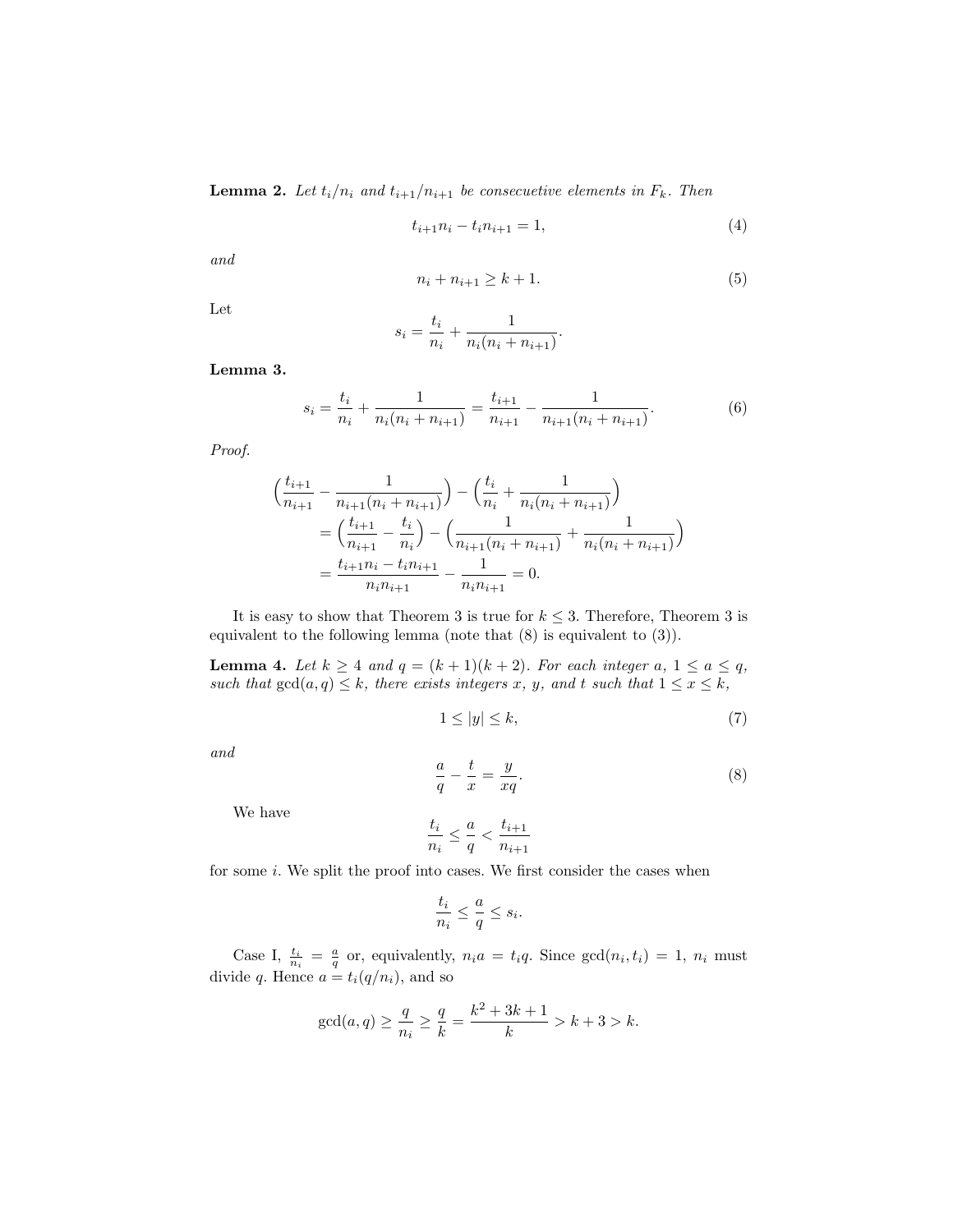**Lemma 2.** *Let $t_i/n_i$ and $t_{i+1}/n_{i+1}$ be consecuetive elements in $F_k$. Then*

$$t_{i+1}n_i - t_i n_{i+1} = 1, \tag{4}$$

*and*

$$n_i + n_{i+1} \geq k+1. \tag{5}$$

Let

$$s_i = \frac{t_i}{n_i} + \frac{1}{n_i(n_i + n_{i+1})}.$$

**Lemma 3.**

$$s_i = \frac{t_i}{n_i} + \frac{1}{n_i(n_i+n_{i+1})} = \frac{t_{i+1}}{n_{i+1}} - \frac{1}{n_{i+1}(n_i+n_{i+1})}. \tag{6}$$

*Proof.*

$$\begin{aligned}
\Big(\frac{t_{i+1}}{n_{i+1}} - \frac{1}{n_{i+1}(n_i+n_{i+1})}\Big) &- \Big(\frac{t_i}{n_i} + \frac{1}{n_i(n_i+n_{i+1})}\Big) \\
&= \Big(\frac{t_{i+1}}{n_{i+1}} - \frac{t_i}{n_i}\Big) - \Big(\frac{1}{n_{i+1}(n_i+n_{i+1})} + \frac{1}{n_i(n_i+n_{i+1})}\Big) \\
&= \frac{t_{i+1}n_i - t_i n_{i+1}}{n_i n_{i+1}} - \frac{1}{n_i n_{i+1}} = 0.
\end{aligned}$$

It is easy to show that Theorem 3 is true for $k \leq 3$. Therefore, Theorem 3 is equivalent to the following lemma (note that (8) is equivalent to (3)).

**Lemma 4.** *Let $k \geq 4$ and $q = (k+1)(k+2)$. For each integer $a$, $1 \leq a \leq q$, such that $\gcd(a,q) \leq k$, there exists integers $x$, $y$, and $t$ such that $1 \leq x \leq k$,*

$$1 \leq |y| \leq k, \tag{7}$$

*and*

$$\frac{a}{q} - \frac{t}{x} = \frac{y}{xq}. \tag{8}$$

We have

$$\frac{t_i}{n_i} \leq \frac{a}{q} < \frac{t_{i+1}}{n_{i+1}}$$

for some $i$. We split the proof into cases. We first consider the cases when

$$\frac{t_i}{n_i} \leq \frac{a}{q} \leq s_i.$$

Case I, $\frac{t_i}{n_i} = \frac{a}{q}$ or, equivalently, $n_i a = t_i q$. Since $\gcd(n_i, t_i) = 1$, $n_i$ must divide $q$. Hence $a = t_i(q/n_i)$, and so

$$\gcd(a,q) \geq \frac{q}{n_i} \geq \frac{q}{k} = \frac{k^2+3k+1}{k} > k+3 > k.$$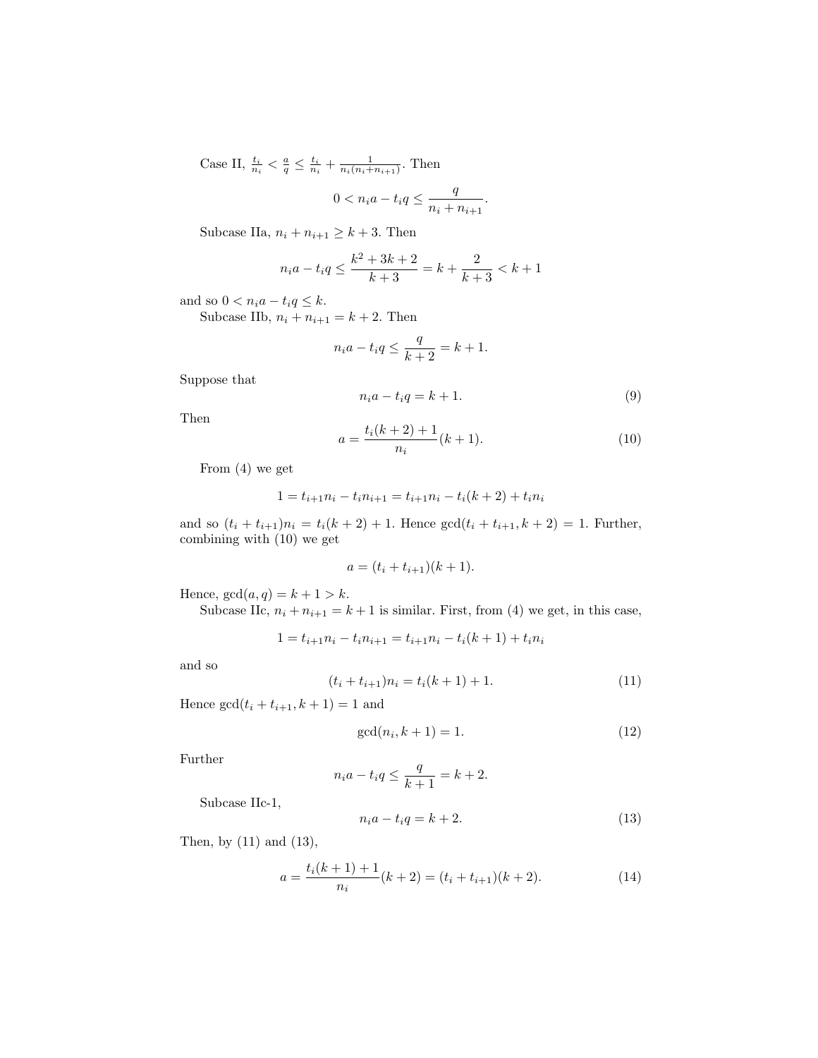Case II, $\frac{t_i}{n_i} < \frac{a}{q} \leq \frac{t_i}{n_i} + \frac{1}{n_i(n_i+n_{i+1})}$. Then

$$0 < n_i a - t_i q \leq \frac{q}{n_i + n_{i+1}}.$$

Subcase IIa, $n_i + n_{i+1} \geq k+3$. Then

$$n_i a - t_i q \leq \frac{k^2+3k+2}{k+3} = k + \frac{2}{k+3} < k+1$$

and so $0 < n_i a - t_i q \leq k$.

Subcase IIb, $n_i + n_{i+1} = k+2$. Then

$$n_i a - t_i q \leq \frac{q}{k+2} = k+1.$$

Suppose that

$$n_i a - t_i q = k+1. \tag{9}$$

Then

$$a = \frac{t_i(k+2)+1}{n_i}(k+1). \tag{10}$$

From (4) we get

$$1 = t_{i+1}n_i - t_i n_{i+1} = t_{i+1}n_i - t_i(k+2) + t_i n_i$$

and so $(t_i + t_{i+1})n_i = t_i(k+2)+1$. Hence $\gcd(t_i + t_{i+1}, k+2) = 1$. Further, combining with (10) we get

$$a = (t_i + t_{i+1})(k+1).$$

Hence, $\gcd(a, q) = k+1 > k$.

Subcase IIc, $n_i + n_{i+1} = k+1$ is similar. First, from (4) we get, in this case,

$$1 = t_{i+1}n_i - t_i n_{i+1} = t_{i+1}n_i - t_i(k+1) + t_i n_i$$

and so

$$(t_i + t_{i+1})n_i = t_i(k+1)+1. \tag{11}$$

Hence $\gcd(t_i + t_{i+1}, k+1) = 1$ and

$$\gcd(n_i, k+1) = 1. \tag{12}$$

Further

$$n_i a - t_i q \leq \frac{q}{k+1} = k+2.$$

Subcase IIc-1,

$$n_i a - t_i q = k+2. \tag{13}$$

Then, by (11) and (13),

$$a = \frac{t_i(k+1)+1}{n_i}(k+2) = (t_i + t_{i+1})(k+2). \tag{14}$$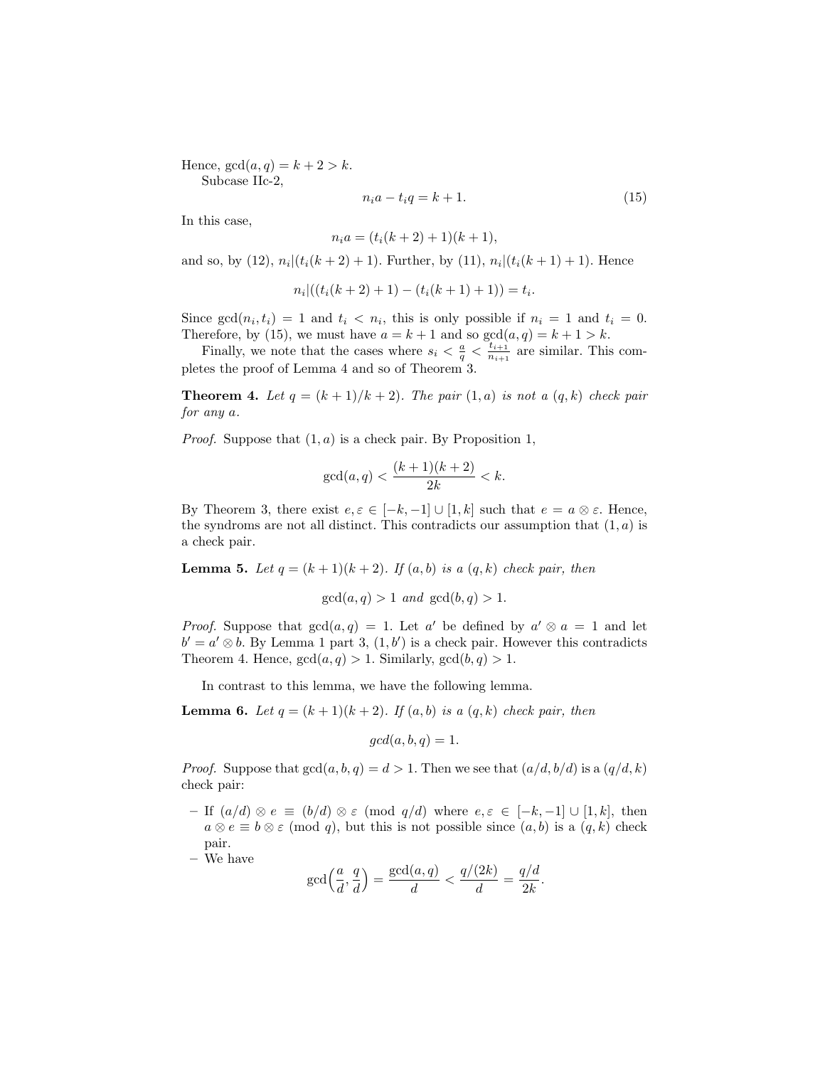Hence, $\gcd(a, q) = k + 2 > k$.

Subcase IIc-2,

$$n_i a - t_i q = k + 1. \tag{15}$$

In this case,

$$n_i a = (t_i(k + 2) + 1)(k + 1),$$

and so, by (12), $n_i | (t_i(k + 2) + 1)$. Further, by (11), $n_i | (t_i(k + 1) + 1)$. Hence

$$n_i | ((t_i(k + 2) + 1) - (t_i(k + 1) + 1)) = t_i.$$

Since $\gcd(n_i, t_i) = 1$ and $t_i < n_i$, this is only possible if $n_i = 1$ and $t_i = 0$. Therefore, by (15), we must have $a = k + 1$ and so $\gcd(a, q) = k + 1 > k$.

Finally, we note that the cases where $s_i < \frac{a}{q} < \frac{t_{i+1}}{n_{i+1}}$ are similar. This completes the proof of Lemma 4 and so of Theorem 3.

**Theorem 4.** *Let $q = (k + 1)/k + 2)$. The pair $(1, a)$ is not a $(q, k)$ check pair for any $a$.*

*Proof.* Suppose that $(1, a)$ is a check pair. By Proposition 1,

$$\gcd(a, q) < \frac{(k + 1)(k + 2)}{2k} < k.$$

By Theorem 3, there exist $e, \varepsilon \in [-k, -1] \cup [1, k]$ such that $e = a \otimes \varepsilon$. Hence, the syndroms are not all distinct. This contradicts our assumption that $(1, a)$ is a check pair.

**Lemma 5.** *Let $q = (k + 1)(k + 2)$. If $(a, b)$ is a $(q, k)$ check pair, then*

$$\gcd(a, q) > 1 \textit{ and } \gcd(b, q) > 1.$$

*Proof.* Suppose that $\gcd(a, q) = 1$. Let $a'$ be defined by $a' \otimes a = 1$ and let $b' = a' \otimes b$. By Lemma 1 part 3, $(1, b')$ is a check pair. However this contradicts Theorem 4. Hence, $\gcd(a, q) > 1$. Similarly, $\gcd(b, q) > 1$.

In contrast to this lemma, we have the following lemma.

**Lemma 6.** *Let $q = (k + 1)(k + 2)$. If $(a, b)$ is a $(q, k)$ check pair, then*

$$gcd(a, b, q) = 1.$$

*Proof.* Suppose that $\gcd(a, b, q) = d > 1$. Then we see that $(a/d, b/d)$ is a $(q/d, k)$ check pair:

- If $(a/d) \otimes e \equiv (b/d) \otimes \varepsilon \pmod{q/d}$ where $e, \varepsilon \in [-k, -1] \cup [1, k]$, then $a \otimes e \equiv b \otimes \varepsilon \pmod q$, but this is not possible since $(a, b)$ is a $(q, k)$ check pair.
- We have

$$\gcd\Big(\frac{a}{d}, \frac{q}{d}\Big) = \frac{\gcd(a, q)}{d} < \frac{q/(2k)}{d} = \frac{q/d}{2k}.$$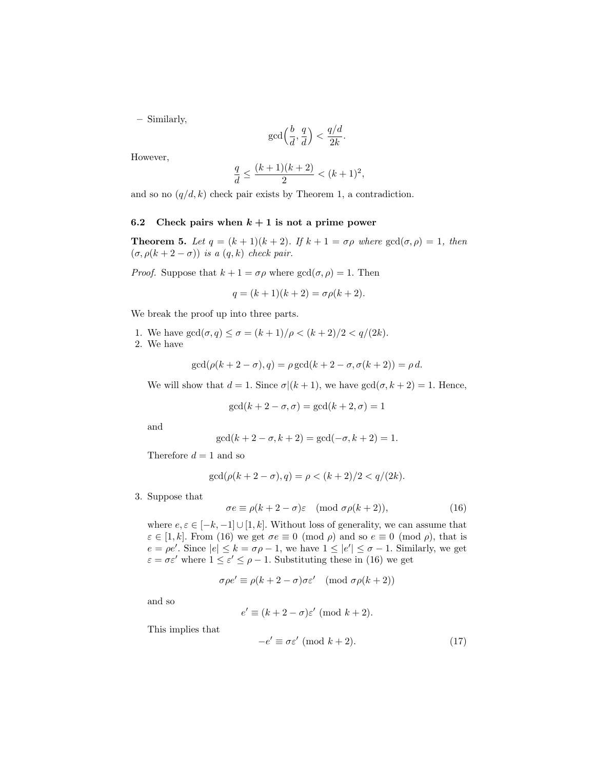– Similarly,

$$\gcd\Big(\frac{b}{d}, \frac{q}{d}\Big) < \frac{q/d}{2k}.$$

However,

$$\frac{q}{d} \leq \frac{(k+1)(k+2)}{2} < (k+1)^2,$$

and so no $(q/d, k)$ check pair exists by Theorem 1, a contradiction.

### 6.2 Check pairs when $k+1$ is not a prime power

**Theorem 5.** *Let $q = (k+1)(k+2)$. If $k+1 = \sigma\rho$ where $\gcd(\sigma, \rho) = 1$, then $(\sigma, \rho(k+2-\sigma))$ is a $(q, k)$ check pair.*

*Proof.* Suppose that $k+1 = \sigma\rho$ where $\gcd(\sigma, \rho) = 1$. Then

$$q = (k+1)(k+2) = \sigma\rho(k+2).$$

We break the proof up into three parts.

1. We have $\gcd(\sigma, q) \leq \sigma = (k+1)/\rho < (k+2)/2 < q/(2k)$.
2. We have

   $$\gcd(\rho(k+2-\sigma), q) = \rho \gcd(k+2-\sigma, \sigma(k+2)) = \rho\, d.$$

   We will show that $d = 1$. Since $\sigma | (k+1)$, we have $\gcd(\sigma, k+2) = 1$. Hence,

   $$\gcd(k+2-\sigma, \sigma) = \gcd(k+2, \sigma) = 1$$

   and

   $$\gcd(k+2-\sigma, k+2) = \gcd(-\sigma, k+2) = 1.$$

   Therefore $d = 1$ and so

   $$\gcd(\rho(k+2-\sigma), q) = \rho < (k+2)/2 < q/(2k).$$

3. Suppose that

   $$\sigma e \equiv \rho(k+2-\sigma)\varepsilon \pmod{\sigma\rho(k+2)}, \tag{16}$$

   where $e, \varepsilon \in [-k, -1] \cup [1, k]$. Without loss of generality, we can assume that $\varepsilon \in [1, k]$. From (16) we get $\sigma e \equiv 0 \pmod{\rho}$ and so $e \equiv 0 \pmod{\rho}$, that is $e = \rho e'$. Since $|e| \leq k = \sigma\rho - 1$, we have $1 \leq |e'| \leq \sigma - 1$. Similarly, we get $\varepsilon = \sigma\varepsilon'$ where $1 \leq \varepsilon' \leq \rho - 1$. Substituting these in (16) we get

   $$\sigma\rho e' \equiv \rho(k+2-\sigma)\sigma\varepsilon' \pmod{\sigma\rho(k+2)}$$

   and so

   $$e' \equiv (k+2-\sigma)\varepsilon' \pmod{k+2}.$$

   This implies that

   $$-e' \equiv \sigma\varepsilon' \pmod{k+2}. \tag{17}$$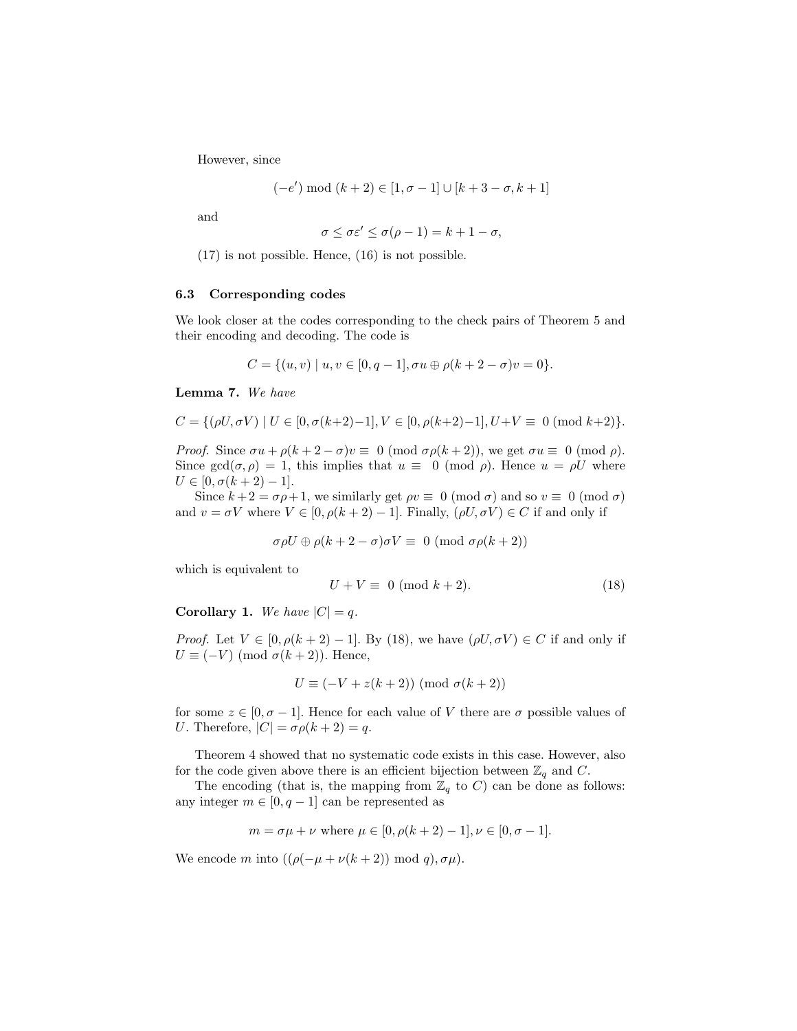However, since

$$(-e') \bmod (k+2) \in [1, \sigma-1] \cup [k+3-\sigma, k+1]$$

and

$$\sigma \le \sigma\varepsilon' \le \sigma(\rho-1) = k+1-\sigma,$$

(17) is not possible. Hence, (16) is not possible.

### 6.3 Corresponding codes

We look closer at the codes corresponding to the check pairs of Theorem 5 and their encoding and decoding. The code is

$$C = \{(u,v) \mid u, v \in [0, q-1], \sigma u \oplus \rho(k+2-\sigma)v = 0\}.$$

**Lemma 7.** *We have*

$$C = \{(\rho U, \sigma V) \mid U \in [0, \sigma(k+2)-1], V \in [0, \rho(k+2)-1], U+V \equiv 0 \pmod{k+2}\}.$$

*Proof.* Since $\sigma u + \rho(k+2-\sigma)v \equiv 0 \pmod{\sigma\rho(k+2)}$, we get $\sigma u \equiv 0 \pmod{\rho}$. Since $\gcd(\sigma, \rho) = 1$, this implies that $u \equiv 0 \pmod{\rho}$. Hence $u = \rho U$ where $U \in [0, \sigma(k+2)-1]$.

Since $k+2 = \sigma\rho+1$, we similarly get $\rho v \equiv 0 \pmod{\sigma}$ and so $v \equiv 0 \pmod{\sigma}$ and $v = \sigma V$ where $V \in [0, \rho(k+2)-1]$. Finally, $(\rho U, \sigma V) \in C$ if and only if

$$\sigma\rho U \oplus \rho(k+2-\sigma)\sigma V \equiv 0 \pmod{\sigma\rho(k+2)}$$

which is equivalent to

$$U + V \equiv 0 \pmod{k+2}. \tag{18}$$

**Corollary 1.** *We have $|C| = q$.*

*Proof.* Let $V \in [0, \rho(k+2)-1]$. By (18), we have $(\rho U, \sigma V) \in C$ if and only if $U \equiv (-V) \pmod{\sigma(k+2)}$. Hence,

$$U \equiv (-V + z(k+2)) \pmod{\sigma(k+2)}$$

for some $z \in [0, \sigma-1]$. Hence for each value of $V$ there are $\sigma$ possible values of $U$. Therefore, $|C| = \sigma\rho(k+2) = q$.

Theorem 4 showed that no systematic code exists in this case. However, also for the code given above there is an efficient bijection between $\mathbb{Z}_q$ and $C$.

The encoding (that is, the mapping from $\mathbb{Z}_q$ to $C$) can be done as follows: any integer $m \in [0, q-1]$ can be represented as

$$m = \sigma\mu + \nu \text{ where } \mu \in [0, \rho(k+2)-1], \nu \in [0, \sigma-1].$$

We encode $m$ into $((\rho(-\mu + \nu(k+2)) \bmod q), \sigma\mu)$.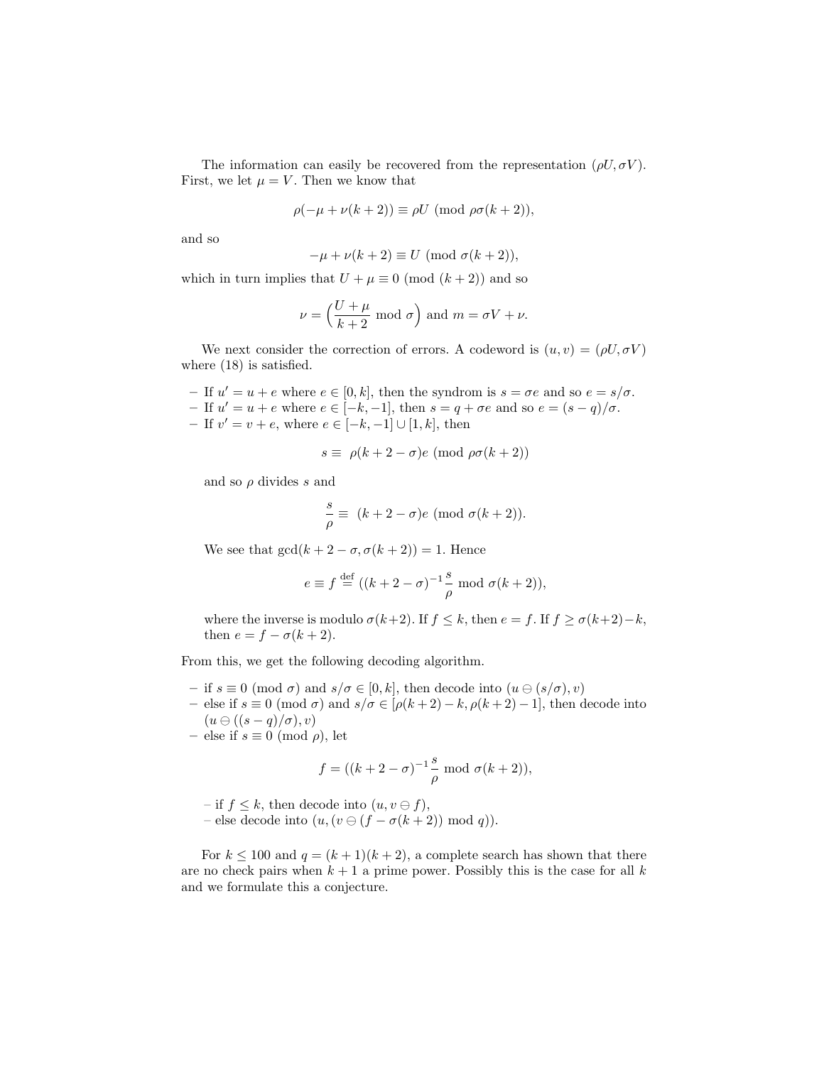The information can easily be recovered from the representation $(\rho U, \sigma V)$. First, we let $\mu = V$. Then we know that

$$\rho(-\mu + \nu(k+2)) \equiv \rho U \pmod{\rho\sigma(k+2)},$$

and so

$$-\mu + \nu(k+2) \equiv U \pmod{\sigma(k+2)},$$

which in turn implies that $U + \mu \equiv 0 \pmod{(k+2)}$ and so

$$\nu = \Big(\frac{U+\mu}{k+2} \bmod \sigma\Big) \text{ and } m = \sigma V + \nu.$$

We next consider the correction of errors. A codeword is $(u, v) = (\rho U, \sigma V)$ where (18) is satisfied.

- If $u' = u + e$ where $e \in [0, k]$, then the syndrom is $s = \sigma e$ and so $e = s/\sigma$.
- If $u' = u + e$ where $e \in [-k, -1]$, then $s = q + \sigma e$ and so $e = (s - q)/\sigma$.
- If $v' = v + e$, where $e \in [-k, -1] \cup [1, k]$, then

  $$s \equiv \rho(k + 2 - \sigma)e \pmod{\rho\sigma(k+2)}$$

  and so $\rho$ divides $s$ and

  $$\frac{s}{\rho} \equiv (k + 2 - \sigma)e \pmod{\sigma(k+2)}.$$

  We see that $\gcd(k + 2 - \sigma, \sigma(k+2)) = 1$. Hence

  $$e \equiv f \stackrel{\text{def}}{=} ((k + 2 - \sigma)^{-1}\frac{s}{\rho} \bmod \sigma(k+2)),$$

  where the inverse is modulo $\sigma(k+2)$. If $f \le k$, then $e = f$. If $f \ge \sigma(k+2) - k$, then $e = f - \sigma(k+2)$.

From this, we get the following decoding algorithm.

- if $s \equiv 0 \pmod{\sigma}$ and $s/\sigma \in [0, k]$, then decode into $(u \ominus (s/\sigma), v)$
- else if $s \equiv 0 \pmod{\sigma}$ and $s/\sigma \in [\rho(k+2) - k, \rho(k+2) - 1]$, then decode into $(u \ominus ((s - q)/\sigma), v)$
- else if $s \equiv 0 \pmod{\rho}$, let

  $$f = ((k + 2 - \sigma)^{-1}\frac{s}{\rho} \bmod \sigma(k+2)),$$

  - if $f \le k$, then decode into $(u, v \ominus f)$,
  - else decode into $(u, (v \ominus (f - \sigma(k+2)) \bmod q))$.

For $k \le 100$ and $q = (k+1)(k+2)$, a complete search has shown that there are no check pairs when $k+1$ a prime power. Possibly this is the case for all $k$ and we formulate this a conjecture.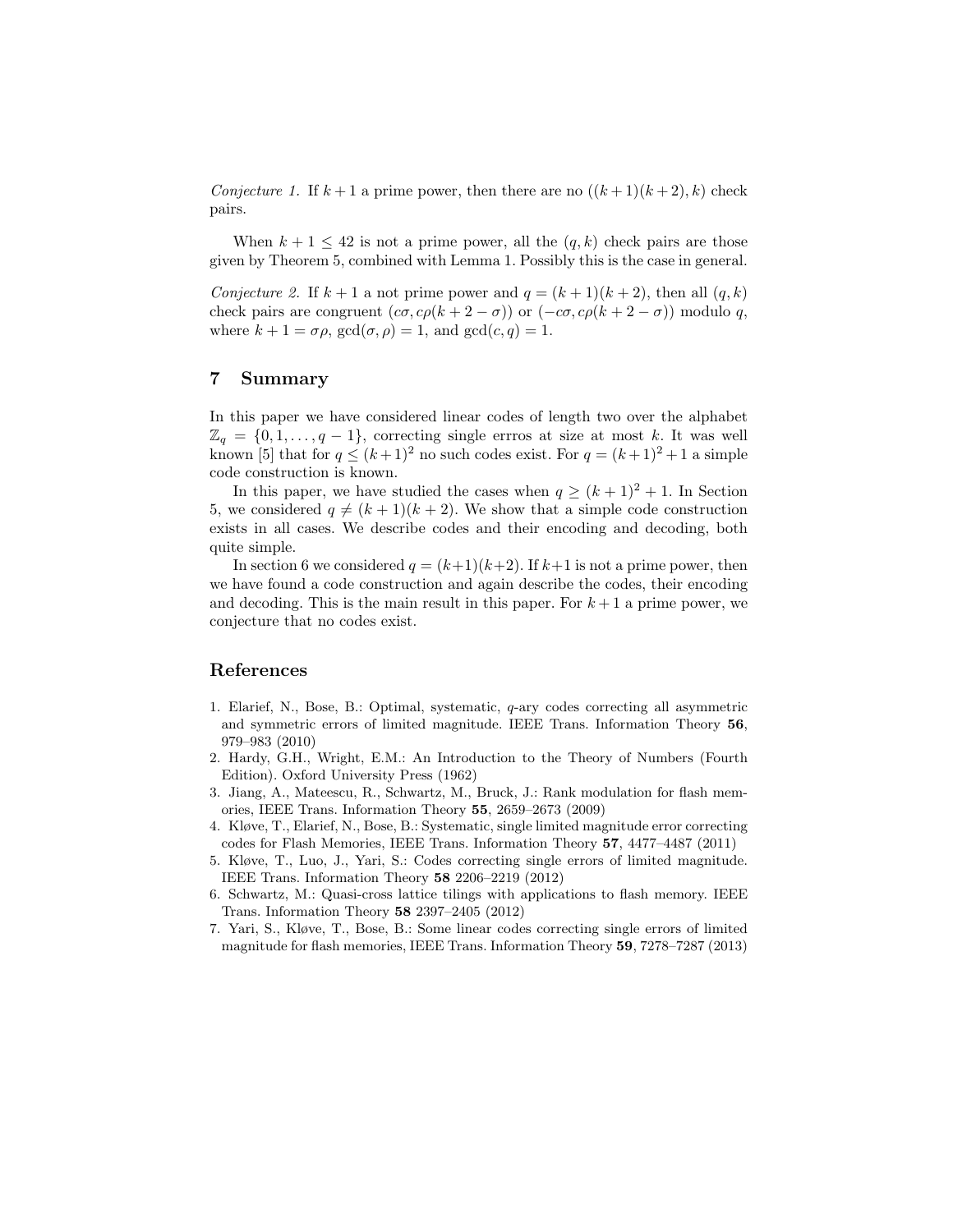*Conjecture 1.* If $k+1$ a prime power, then there are no $((k+1)(k+2), k)$ check pairs.

When $k+1 \leq 42$ is not a prime power, all the $(q, k)$ check pairs are those given by Theorem 5, combined with Lemma 1. Possibly this is the case in general.

*Conjecture 2.* If $k+1$ a not prime power and $q = (k+1)(k+2)$, then all $(q, k)$ check pairs are congruent $(c\sigma, c\rho(k+2-\sigma))$ or $(-c\sigma, c\rho(k+2-\sigma))$ modulo $q$, where $k+1 = \sigma\rho$, $\gcd(\sigma, \rho) = 1$, and $\gcd(c, q) = 1$.

## 7 Summary

In this paper we have considered linear codes of length two over the alphabet $\mathbb{Z}_q = \{0, 1, \ldots, q-1\}$, correcting single errros at size at most $k$. It was well known [5] that for $q \leq (k+1)^2$ no such codes exist. For $q = (k+1)^2 + 1$ a simple code construction is known.

In this paper, we have studied the cases when $q \geq (k+1)^2 + 1$. In Section 5, we considered $q \neq (k+1)(k+2)$. We show that a simple code construction exists in all cases. We describe codes and their encoding and decoding, both quite simple.

In section 6 we considered $q = (k+1)(k+2)$. If $k+1$ is not a prime power, then we have found a code construction and again describe the codes, their encoding and decoding. This is the main result in this paper. For $k+1$ a prime power, we conjecture that no codes exist.

## References

1. Elarief, N., Bose, B.: Optimal, systematic, $q$-ary codes correcting all asymmetric and symmetric errors of limited magnitude. IEEE Trans. Information Theory **56**, 979–983 (2010)
2. Hardy, G.H., Wright, E.M.: An Introduction to the Theory of Numbers (Fourth Edition). Oxford University Press (1962)
3. Jiang, A., Mateescu, R., Schwartz, M., Bruck, J.: Rank modulation for flash memories, IEEE Trans. Information Theory **55**, 2659–2673 (2009)
4. Kløve, T., Elarief, N., Bose, B.: Systematic, single limited magnitude error correcting codes for Flash Memories, IEEE Trans. Information Theory **57**, 4477–4487 (2011)
5. Kløve, T., Luo, J., Yari, S.: Codes correcting single errors of limited magnitude. IEEE Trans. Information Theory **58** 2206–2219 (2012)
6. Schwartz, M.: Quasi-cross lattice tilings with applications to flash memory. IEEE Trans. Information Theory **58** 2397–2405 (2012)
7. Yari, S., Kløve, T., Bose, B.: Some linear codes correcting single errors of limited magnitude for flash memories, IEEE Trans. Information Theory **59**, 7278–7287 (2013)